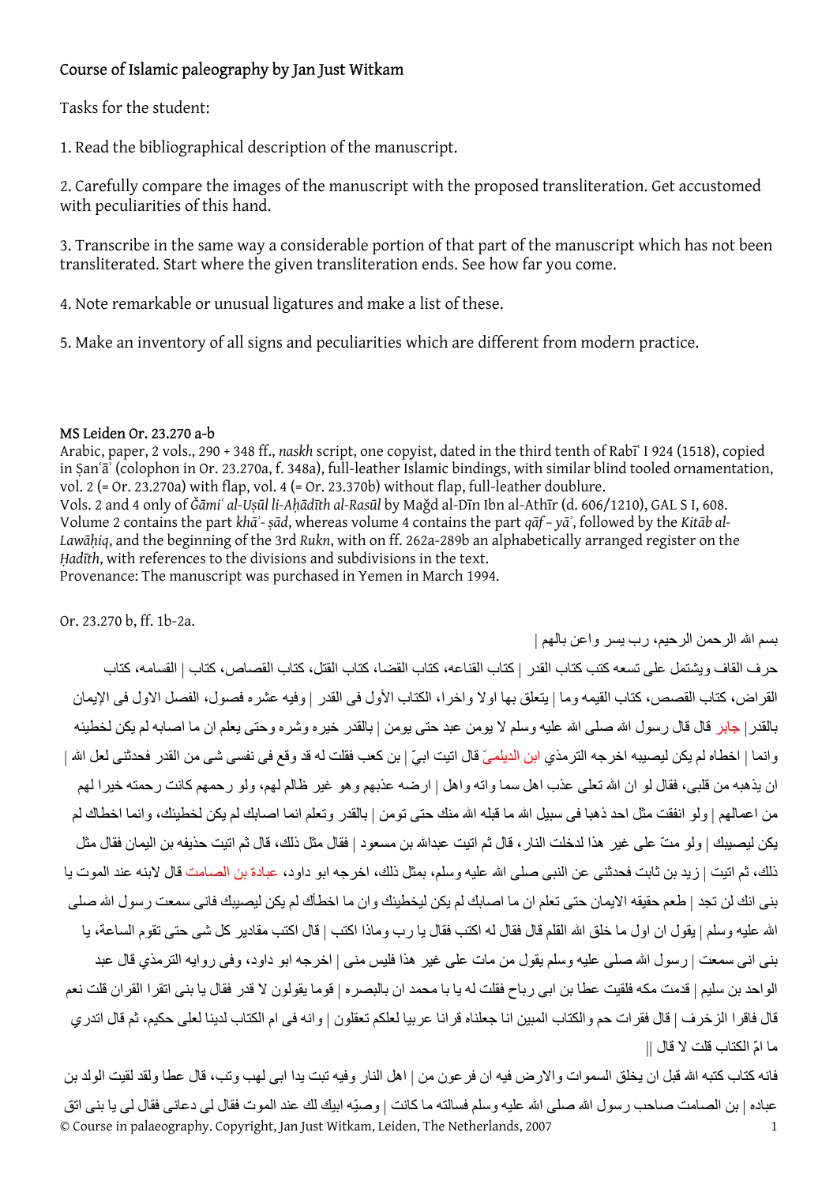Course of Islamic paleography by Jan Just Witkam

Tasks for the student:

1. Read the bibliographical description of the manuscript.

2. Carefully compare the images of the manuscript with the proposed transliteration. Get accustomed with peculiarities of this hand.

3. Transcribe in the same way a considerable portion of that part of the manuscript which has not been transliterated. Start where the given transliteration ends. See how far you come.

4. Note remarkable or unusual ligatures and make a list of these.

5. Make an inventory of all signs and peculiarities which are different from modern practice.

MS Leiden Or. 23.270 a-b

Arabic, paper, 2 vols., 290 + 348 ff., *naskh* script, one copyist, dated in the third tenth of Rabīʿ I 924 (1518), copied in Ṣanʿāʾ (colophon in Or. 23.270a, f. 348a), full-leather Islamic bindings, with similar blind tooled ornamentation, vol. 2 (= Or. 23.270a) with flap, vol. 4 (= Or. 23.370b) without flap, full-leather doublure.

Vols. 2 and 4 only of *Ǧāmiʿ al-Uṣūl li-Aḥādīth al-Rasūl* by Maǧd al-Dīn Ibn al-Athīr (d. 606/1210), GAL S I, 608. Volume 2 contains the part *khāʾ- ṣād*, whereas volume 4 contains the part *qāf – yāʾ*, followed by the *Kitāb al-Lawāḥiq*, and the beginning of the 3rd *Rukn*, with on ff. 262a-289b an alphabetically arranged register on the *Ḥadīth*, with references to the divisions and subdivisions in the text.

Provenance: The manuscript was purchased in Yemen in March 1994.

Or. 23.270 b, ff. 1b-2a.

بسم الله الرحمن الرحيم، رب يسر واعن بالهم |
حرف القاف ويشتمل على تسعه كتب كتاب القدر | كتاب القناعه، كتاب القضا، كتاب القتل، كتاب القصاص، كتاب | القسامه، كتاب القراض، كتاب القصص، كتاب القيمه وما | يتعلق بها اولا واخرا، الكتاب الأول فى القدر | وفيه عشره فصول، الفصل الاول فى الإيمان بالقدر | جابر قال قال رسول الله صلى الله عليه وسلم لا يومن عبد حتى يومن | بالقدر خيره وشره وحتى يعلم ان ما اصابه لم يكن لخطيئه وانما | اخطاه لم يكن ليصيبه اخرجه الترمذي ابن الديلميّ قال اتيت ابيّ | بن كعب فقلت له قد وقع فى نفسى شى من القدر فحدثنى لعل الله | ان يذهبه من قلبى، فقال لو ان الله تعلى عذب اهل سما واته واهل | ارضه عذبهم وهو غير ظالم لهم، ولو رحمهم كانت رحمته خيرا لهم من اعمالهم | ولو انفقت مثل احد ذهبا فى سبيل الله ما قبله الله منك حتى تومن | بالقدر وتعلم انما اصابك لم يكن لخطيئك، وانما اخطاك لم يكن ليصيبك | ولو متّ على غير هذا لدخلت النار، قال ثم اتيت عبدالله بن مسعود | فقال مثل ذلك، قال ثم اتيت حذيفه بن اليمان فقال مثل ذلك، ثم اتيت | زيد بن ثابت فحدثنى عن النبى صلى الله عليه وسلم، بمثل ذلك، اخرجه ابو داود، عبادة بن الصامت قال لابنه عند الموت يا بنى انك لن تجد | طعم حقيقه الايمان حتى تعلم ان ما اصابك لم يكن ليخطيئك وان ما اخطأك لم يكن ليصيبك فانى سمعت رسول الله صلى الله عليه وسلم | يقول ان اول ما خلق الله القلم قال فقال له اكتب فقال يا رب وماذا اكتب | قال اكتب مقادير كل شى حتى تقوم الساعة، يا بنى انى سمعت | رسول الله صلى الله عليه وسلم يقول من مات على غير هذا فليس منى | اخرجه ابو داود، وفى روايه الترمذي قال عبد الواحد بن سليم | قدمت مكه فلقيت عطا بن ابى رباح فقلت له يا با محمد ان بالبصره | قوما يقولون لا قدر فقال يا بنى اتقرا القران قلت نعم قال فاقرا الزخرف | قال فقرات حم والكتاب المبين انا جعلناه قرانا عربيا لعلكم تعقلون | وانه فى ام الكتاب لدينا لعلى حكيم، ثم قال اتدري ما امّ الكتاب قلت لا قال ||
فانه كتاب كتبه الله قبل ان يخلق السموات والارض فيه ان فرعون من | اهل النار وفيه تبت يدا ابى لهب وتب، قال عطا ولقد لقيت الولد بن عباده | بن الصامت صاحب رسول الله صلى الله عليه وسلم فسالته ما كانت | وصيّه ابيك لك عند الموت فقال لى دعانى فقال لى يا بنى اتق

© Course in palaeography. Copyright, Jan Just Witkam, Leiden, The Netherlands, 2007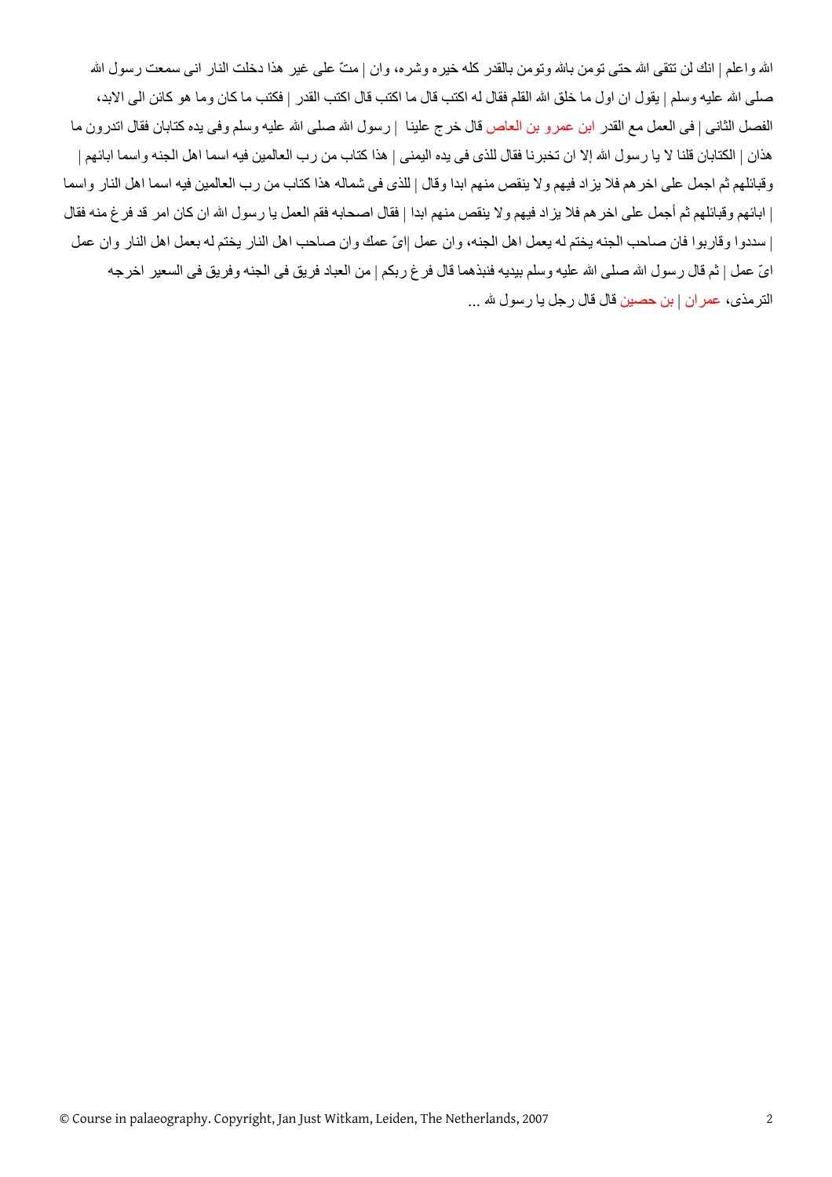الله واعلم | انك لن تتقى الله حتى تومن بالله وتومن بالقدر كله خيره وشره، وان | متّ على غير هذا دخلت النار انى سمعت رسول الله صلى الله عليه وسلم | يقول ان اول ما خلق الله القلم فقال له اكتب قال ما اكتب قال اكتب القدر | فكتب ما كان وما هو كائن الى الابد، الفصل الثانى | فى العمل مع القدر ابن عمرو بن العاص قال خرج علينا | رسول الله صلى الله عليه وسلم وفى يده كتابان فقال اتدرون ما هذان | الكتابان قلنا لا يا رسول الله إلا ان تخبرنا فقال للذى فى يده اليمنى | هذا كتاب من رب العالمين فيه اسما اهل الجنه واسما ابائهم | وقبائلهم ثم اجمل على اخرهم فلا يزاد فيهم ولا ينقص منهم ابدا وقال | للذى فى شماله هذا كتاب من رب العالمين فيه اسما اهل النار واسما | ابائهم وقبائلهم ثم أجمل على اخرهم فلا يزاد فيهم ولا ينقص منهم ابدا | فقال اصحابه فقم العمل يا رسول الله ان كان امر قد فرغ منه فقال | سددوا وقاربوا فان صاحب الجنه يختم له بعمل اهل الجنه، وان عمل |ايّ عمك وان صاحب اهل النار يختم له بعمل اهل النار وان عمل ايّ عمل | ثم قال رسول الله صلى الله عليه وسلم بيديه فنبذهما قال فرغ ربكم | من العباد فريق فى الجنه وفريق فى السعير اخرجه الترمذى، عمران | بن حصين قال قال رجل يا رسول لله ...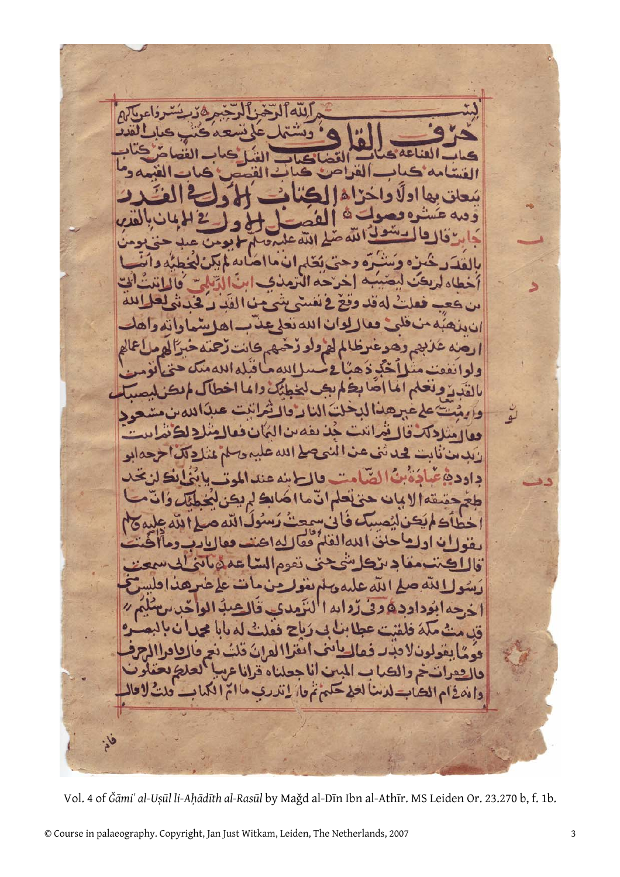بسم الله الرحمن الرحيم رب يسر واعن يا كريم

حرف القاف ويشتمل على تسعة كتب كتاب القدر
كتاب القناعة كتاب القصاص كتاب القتل كتاب القصاص كتاب
القسامة كتاب القراض كتاب القصص كتاب القيمة وما
يتعلق بها اولا واخرا

الكتاب الاول في القدر
وفيه عشرة فصول

الفصل الاول في الايمان بالقدر

جابر قال قال رسول الله صلى الله عليه وسلم لا يؤمن عبد حتى يؤمن
بالقدر خيره وشره وحتى يعلم ان ما اصابه لم يكن ليخطئه وان ما
اخطاه لم يكن ليصيبه اخرجه الترمذي ابن الديلمي قال اتيت ابي
بن كعب فقلت له قد وقع في نفسي شيء من القدر فحدثني لعل الله
ان يذهبه من قلبي فقال لو ان الله عذب اهل سماواته واهل
ارضه عذبهم وهو غير ظالم لهم ولو رحمهم كانت رحمته خيرا لهم من اعمالهم
ولو انفقت مثل احد ذهبا في سبيل الله ما قبله الله منك حتى تؤمن
بالقدر وتعلم ان ما اصابك لم يكن ليخطئك وان ما اخطاك لم يكن ليصيبك
ولو مت على غير هذا لدخلت النار قال ثم اتيت عبد الله بن مسعود
فقال مثل ذلك قال ثم اتيت حذيفة بن اليمان فقال مثل ذلك ثم اتيت
زيد بن ثابت فحدثني عن النبي صلى الله عليه وسلم مثل ذلك اخرجه ابو
داود عبادة بن الصامت قال لابنه عند الموت يا بني انك لن تجد
طعم حقيقة الايمان حتى تعلم ان ما اصابك لم يكن ليخطئك وان ما
اخطاك لم يكن ليصيبك فاني سمعت رسول الله صلى الله عليه وسلم
يقول ان اول ما خلق الله القلم فقال له اكتب فقال يا رب وما اكتب
قال اكتب مقادير كل شيء حتى تقوم الساعة يا بني اني سمعت
رسول الله صلى الله عليه وسلم يقول من مات على غير هذا فليس مني
اخرجه ابو داود وفي رواية الترمذي قال عبد الواحد بن سليم
قدمت مكة فلقيت عطاء بن ابي رباح فقلت له يا ابا محمد ان بالبصرة
قوما يقولون لا قدر فقال يا بني اتقرا القران قلت نعم قال فاقرا الزخرف
قال فقرات حم والكتاب المبين انا جعلناه قرانا عربيا لعلكم تعقلون
وانه في ام الكتاب لدينا لعلي حكيم ثم قال اتدري ما ام الكتاب قلت لا قال

فانه

Vol. 4 of *Ǧāmiʿ al-Uṣūl li-Aḥādīth al-Rasūl* by Maǧd al-Dīn Ibn al-Athīr. MS Leiden Or. 23.270 b, f. 1b.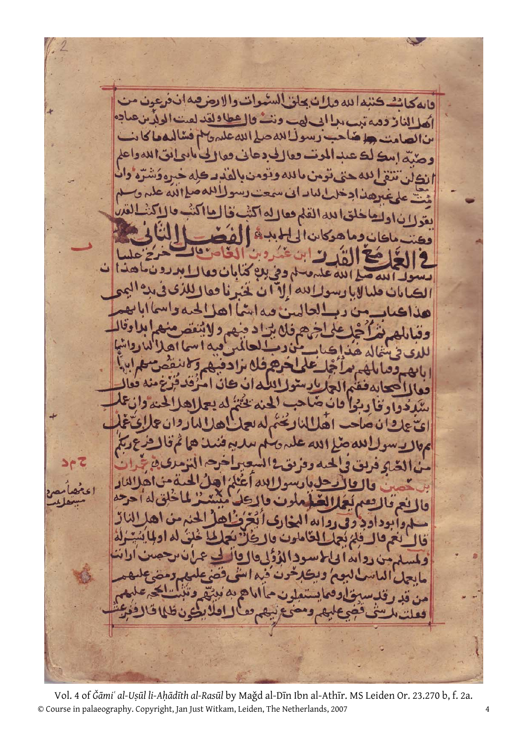فانه كاىٮ كتبه الله ويات بخلق السموات والارض فيه ان فرعون من
اهل النار ذمه تبت يدا ابي لهب وتب قال عطا ولقد لقيت الوليد بن عبادة
بن الصامت صاحب رسول الله صلى الله عليه وسلم فسالته ما كانت
وصيه ابيك لك عند الموت فقال لي دعاني فقال لي يا بني اتق الله واعلم
انك لن تتقي الله حتى تؤمن بالله وتؤمن بالقدر كله خيره وشره وان
مت على غير هذا ادخلك النار اني سمعت رسول الله صلى الله عليه وسلم
يقول ان اول ما خلق الله القلم فقال له اكتب قال ما اكتب قال اكتب القدر
وكتب ما كان وما هو كائن الى الابد

## الفصل الثاني

في العمل مع القدر ابن عمرو بن العاص قال خرج علينا
رسول الله صلى الله عليه وسلم وفي يده كتابان فقال اتدرون ما هذان
الكتابان قلنا لا يا رسول الله إلا ان تخبرنا فقال للذي في يده اليمنى
هذا كتاب من رب العالمين فيه اسما اهل الجنة واسما ابائهم
وقبائلهم ثم أُجمل على اخرهم فلا يزاد فيهم ولا ينقص منهم ابدا وقال
للذي في شماله هذا كتاب من رب العالمين فيه اسما اهل النار واسما
ابائهم وقبائلهم ثم أُجمل على اخرهم فلا يزاد فيهم ولا ينقص منهم ابدا
فقال اصحابه ففيم العمل يا رسول الله ان كان امر قد فرغ منه فقال
سددوا وقاربوا فان صاحب الجنة يختم له بعمل اهل الجنة وان عمل
اي عمل وان صاحب النار يختم له بعمل اهل النار وان عمل اي عمل
ثم قال رسول الله صلى الله عليه وسلم بيديه فنبذهما ثم قال فرغ ربكم
من العباد فريق في الجنة وفريق في السعير اخرجه الترمذي عمران
بن حصين قال قال رجل يا رسول الله أعُلم اهل الجنة من اهل النار
قال نعم قال ففيم يعمل العاملون قال كل ميسر لما خلق له اخرجه
مسلم وابو داود وفي رواية البخاري أيُعرف اهل الجنة من اهل النار
قال نعم قال فلم يعمل العاملون قال كل يعمل لما خلق له او لما يُيسر له
ولمسلم من رواية ابي الاسود الدؤلي قال قال لي عمران بن حصين أرأيت
ما يعمل الناس اليوم ويكدحون فيه اشيء قضي عليهم ومضى عليهم
من قدر قد سبق او فيما يستقبلون مما اتاهم به نبيهم وثبتت الحجة عليهم
فقلت بل شيء قضي عليهم ومضى عليهم قال افلا يكون ظلما قال ففزعت

(margin: ح م ح)

(margin: اي منهما مصرح مستعمل)

Vol. 4 of *Ǧāmiʿ al-Uṣūl li-Aḥādīth al-Rasūl* by Maǧd al-Dīn Ibn al-Athīr. MS Leiden Or. 23.270 b, f. 2a.

© Course in palaeography. Copyright, Jan Just Witkam, Leiden, The Netherlands, 2007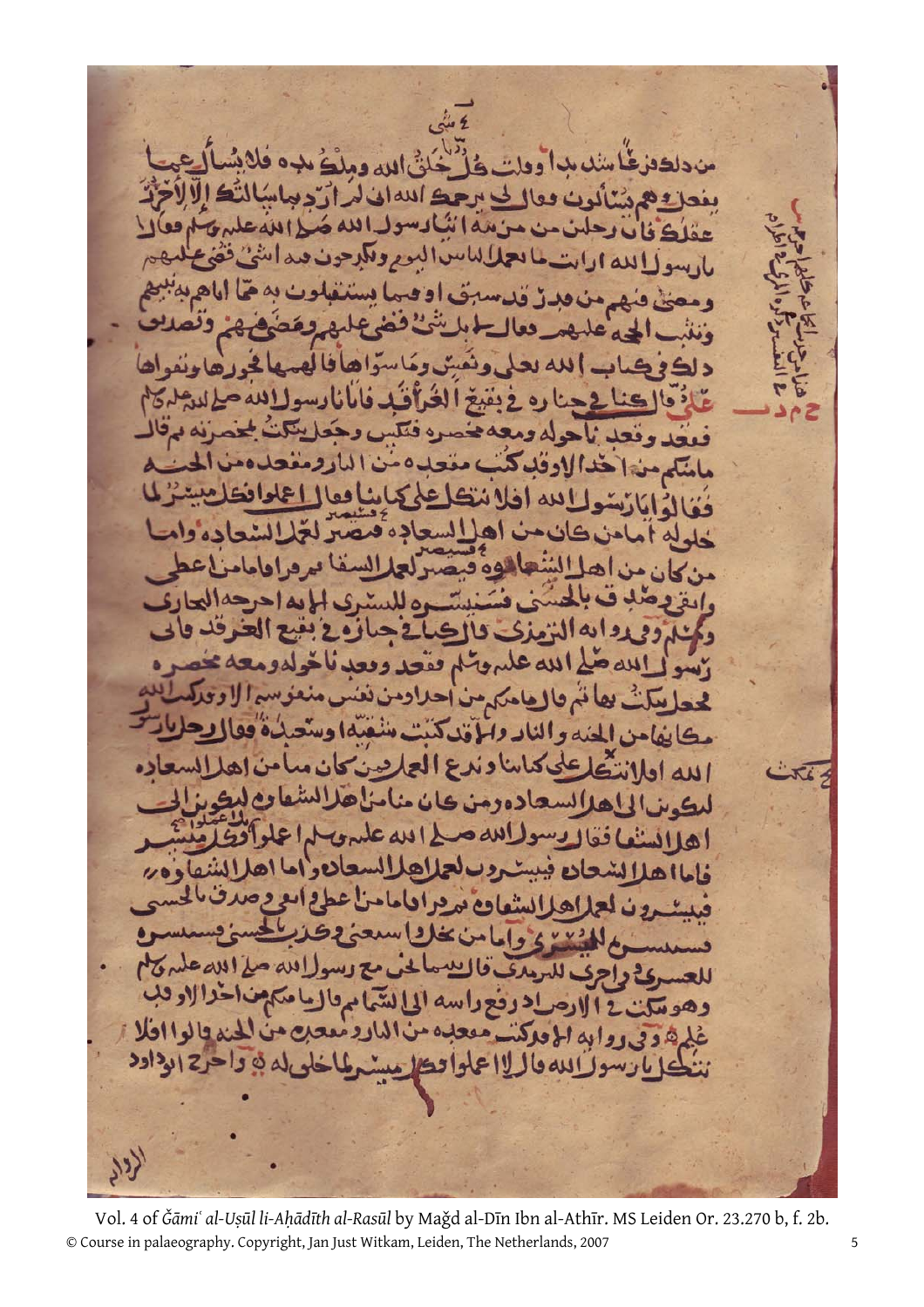من ذلك فرغ أنشئ بدأ وقال كل خلق الله وملكه فلا يسأل عما
يفعل وهم يسألون فقال لي يرحمك الله اني لم أرد بما سألتك الا لأحزر
عقلك فان رجلين من مزينة أتيا رسول الله صلى الله عليه وسلم فقالا
يا رسول الله أرأيت ما يعمل الناس اليوم ويكدحون فيه أشيء قضي عليهم
ومضى فيهم من قدر قد سبق أو فيما يستقبلون به مما أتاهم به نبيهم
وثبتت الحجة عليهم فقال لا بل شيء قضي عليهم ومضى فيهم وتصديق
ذلك في كتاب الله تعالى ونفس وما سواها فألهمها فجورها وتقواها

م د

علي قال كنا في جنازة في بقيع الغرقد فأتانا رسول الله صلى الله عليه وسلم
فقعد وقعدنا حوله ومعه مخصرة فنكس وجعل ينكت بمخصرته ثم قال
ما منكم من أحد الا وقد كتب مقعده من النار ومقعده من الجنة
فقالوا يا رسول الله أفلا نتكل على كتابنا فقال اعملوا فكل ميسر لما
خلق له أما من كان من أهل السعادة فسيصير لعمل أهل السعادة وأما
من كان من أهل الشقاوة فسيصير لعمل أهل الشقاوة ثم قرأ فأما من أعطى
واتقى وصدق بالحسنى فسنيسره لليسرى الآية أخرجه البخاري
ومسلم وفي رواية الترمذي قال كنا في جنازة في بقيع الغرقد فأتى
رسول الله صلى الله عليه وسلم فقعد وقعدنا حوله ومعه مخصرة
فجعل ينكت بها ثم قال ما منكم من أحد وما من نفس منفوسة الا وقد كتب الله
مكانها من الجنة والنار والا قد كتبت شقية أو سعيدة فقال رجل يا رسول
الله أفلا نتكل على كتابنا وندع العمل فمن كان منا من أهل السعادة
ليكونن الى أهل السعادة ومن كان منا من أهل الشقاء ليكونن الى
أهل الشقاء فقال رسول الله صلى الله عليه وسلم اعملوا فكل ميسر
فأما أهل السعادة فييسرون لعمل أهل السعادة وأما أهل الشقاوة
فييسرون لعمل أهل الشقاوة ثم قرأ فأما من أعطى واتقى وصدق بالحسنى
فسنيسره لليسرى وأما من بخل واستغنى وكذب بالحسنى فسنيسره
للعسرى وأخرج الترمذي قال بينما نحن مع رسول الله صلى الله عليه وسلم
وهو ينكت في الأرض إذ رفع رأسه الى السماء ثم قال ما منكم من أحد الا وقد
علم وفي رواية الا وقد كتب مقعده من النار ومقعده من الجنة قالوا أفلا
نتكل يا رسول الله قال لا اعملوا فكل ميسر لما خلق له وأخرج أبو داود

الرواية

Vol. 4 of *Ǧāmiʿ al-Uṣūl li-Aḥādīth al-Rasūl* by Maǧd al-Dīn Ibn al-Athīr. MS Leiden Or. 23.270 b, f. 2b.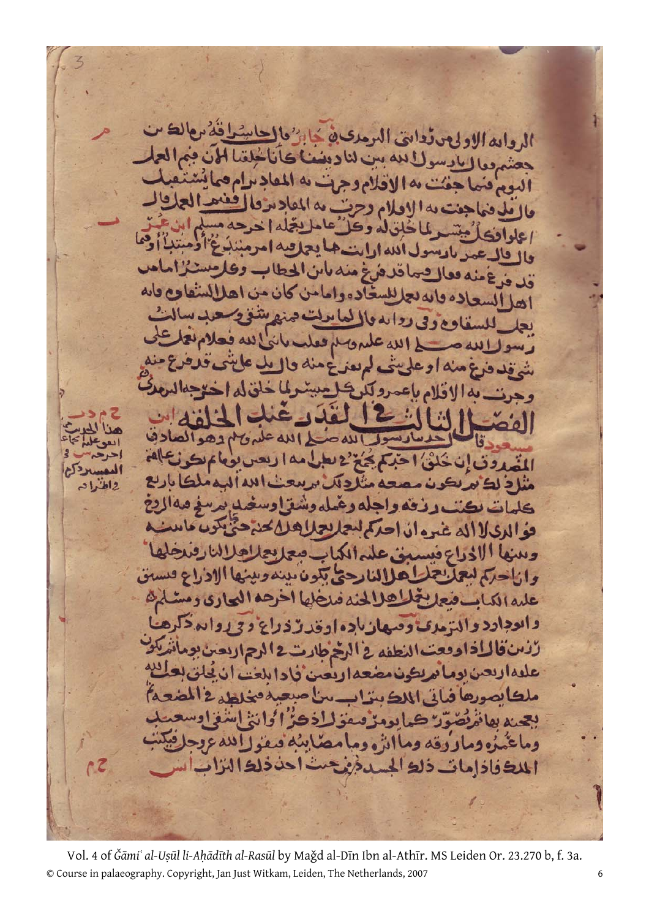الروايه الاولى من روايتي الترمذي في جابر قال جا سراقه بن مالك بن
جعشم فقال يارسول الله بين لنا ديننا كانا خلقنا الآن فيم العمل
اليوم فيما جفت به الاقلام وجرت به المقادير ام فيما نستقبل
قال لا بل فيما جفت به الاقلام وجرت به المقادير قال ففيم العمل قال
اعملوا فكل ميسر لما خلق له وكل عامل بعمله اخرجه مسلم ابن عمر
قال قال عمر يارسول الله ارايت ما نعمل فيه امر مبتدع او مبتدأ او فيما
قد فرغ منه فقال فيما قد فرغ منه يا ابن الخطاب وكل ميسر اما من
اهل السعاده فانه يعمل للسعاده واما من كان من اهل الشقاوه فانه
يعمل للشقاوه وفي روايه قال لما نزلت فمنهم شقي وسعيد سالت
رسول الله صلى الله عليه وسلم فقلت يا نبي الله فعلام نعمل على
شي قد فرغ منه او على شي لم يفرغ منه قال بل على شي قد فرغ منه
وجرت به الاقلام يا عمر ولكن كل ميسر لما خلق له اخرجه الترمذي

## الفصل الثالث في القدر وغلبة الخلقه

ابن مسعود قال حدثنا رسول الله صلى الله عليه وسلم وهو الصادق
المصدوق إن خلق احدكم يجمع في بطن امه اربعين يوما ثم يكون علقه
مثل ذلك ثم يكون مضغه مثل ذلك ثم يبعث الله اليه ملكا باربع
كلمات يكتب رزقه واجله وعمله وشقي او سعيد ثم ينفخ فيه الروح
فو الذي لا اله غيره ان احدكم ليعمل بعمل اهل الجنه حتى يكون ما بينه
وبينها الا ذراع فيسبق عليه الكتاب فيعمل بعمل اهل النار فيدخلها
وان احدكم ليعمل بعمل اهل النار حتى يكون بينه وبينها الا ذراع فيسبق
عليه الكتاب فيعمل بعمل اهل الجنه فيدخلها اخرجه البخاري ومسلم
وابوداود والترمذي وزيادة او قدر ذراع وفي روايه ذكرها
رزين قال اذا وقعت النطفه في الرحم طارت في الرحم اربعين يوما ثم تكون
علقه اربعين يوما ثم تكون مضغه اربعين فاذا بلغت ان يخلق بعث الله
ملكا يصورها فياتي الملك بتراب بين اصبعيه فيخلطه في المضغه ثم
يعجنه بها ثم يصورها كما يومر فيقول اذكر او انثى اشقي او سعيد
وما عمره وما رزقه وما اثره وما مصائبه فيقول الله عز وجل فيكتب
الملك فاذا مات ذلك الجسد دفن حيث اخذ ذلك التراب

حم د ت
هذا الحديث اتفق عليه جماعه اخرجه م س في المسند كم في اطرافه

Vol. 4 of *Ǧāmiʿ al-Uṣūl li-Aḥādīth al-Rasūl* by Maǧd al-Dīn Ibn al-Athīr. MS Leiden Or. 23.270 b, f. 3a.